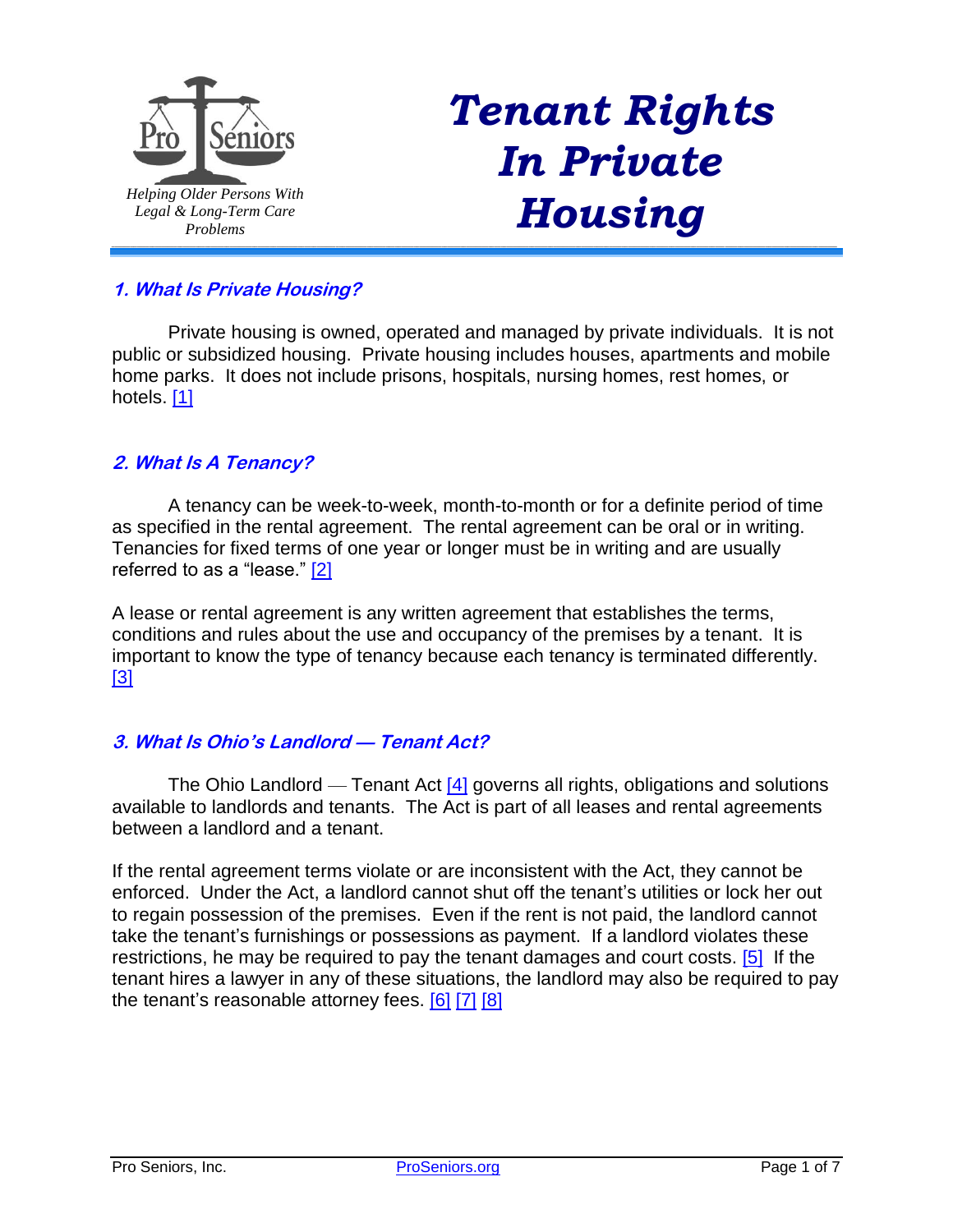Pro Seniors

*Helping Older Persons With Legal & Long-Term Care Problems*

# *Tenant Rights In Private Housing*

## *1. What Is Private Housing?*

Private housing is owned, operated and managed by private individuals. It is not public or subsidized housing. Private housing includes houses, apartments and mobile home parks. It does not include prisons, hospitals, nursing homes, rest homes, or hotels. [1]

## *2. What Is A Tenancy?*

A tenancy can be week-to-week, month-to-month or for a definite period of time as specified in the rental agreement. The rental agreement can be oral or in writing. Tenancies for fixed terms of one year or longer must be in writing and are usually referred to as a "lease." [2]

A lease or rental agreement is any written agreement that establishes the terms, conditions and rules about the use and occupancy of the premises by a tenant. It is important to know the type of tenancy because each tenancy is terminated differently. [3]

## *3. What Is Ohio's Landlord — Tenant Act?*

The Ohio Landlord — Tenant Act [4] governs all rights, obligations and solutions available to landlords and tenants. The Act is part of all leases and rental agreements between a landlord and a tenant.

If the rental agreement terms violate or are inconsistent with the Act, they cannot be enforced. Under the Act, a landlord cannot shut off the tenant's utilities or lock her out to regain possession of the premises. Even if the rent is not paid, the landlord cannot take the tenant's furnishings or possessions as payment. If a landlord violates these restrictions, he may be required to pay the tenant damages and court costs. [5] If the tenant hires a lawyer in any of these situations, the landlord may also be required to pay the tenant's reasonable attorney fees. [6] [7] [8]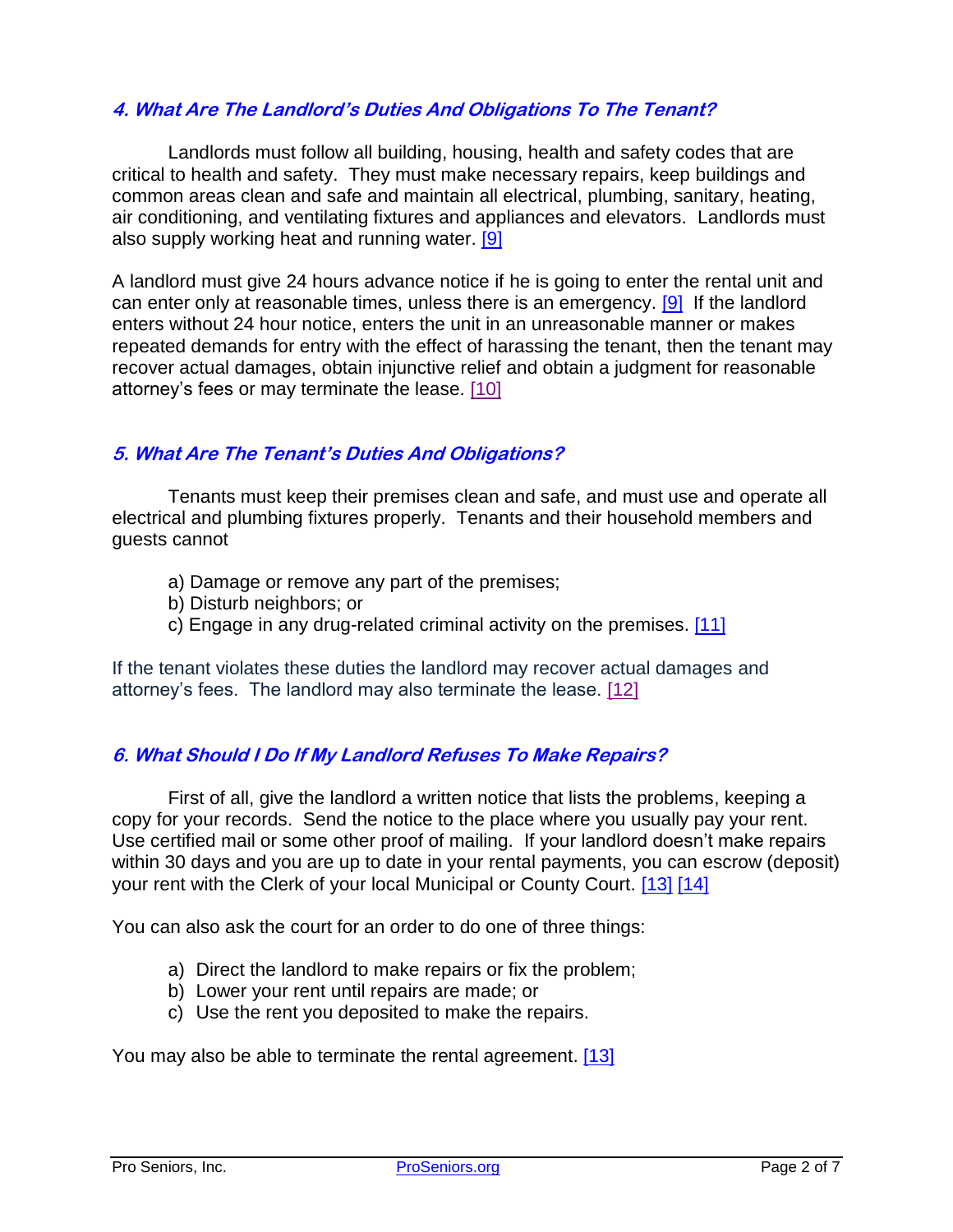### *4. What Are The Landlord's Duties And Obligations To The Tenant?*

Landlords must follow all building, housing, health and safety codes that are critical to health and safety. They must make necessary repairs, keep buildings and common areas clean and safe and maintain all electrical, plumbing, sanitary, heating, air conditioning, and ventilating fixtures and appliances and elevators. Landlords must also supply working heat and running water. [9]

A landlord must give 24 hours advance notice if he is going to enter the rental unit and can enter only at reasonable times, unless there is an emergency. [9] If the landlord enters without 24 hour notice, enters the unit in an unreasonable manner or makes repeated demands for entry with the effect of harassing the tenant, then the tenant may recover actual damages, obtain injunctive relief and obtain a judgment for reasonable attorney's fees or may terminate the lease. [10]

### *5. What Are The Tenant's Duties And Obligations?*

Tenants must keep their premises clean and safe, and must use and operate all electrical and plumbing fixtures properly. Tenants and their household members and guests cannot

a) Damage or remove any part of the premises;
b) Disturb neighbors; or
c) Engage in any drug-related criminal activity on the premises. [11]

If the tenant violates these duties the landlord may recover actual damages and attorney's fees. The landlord may also terminate the lease. [12]

### *6. What Should I Do If My Landlord Refuses To Make Repairs?*

First of all, give the landlord a written notice that lists the problems, keeping a copy for your records. Send the notice to the place where you usually pay your rent. Use certified mail or some other proof of mailing. If your landlord doesn't make repairs within 30 days and you are up to date in your rental payments, you can escrow (deposit) your rent with the Clerk of your local Municipal or County Court. [13] [14]

You can also ask the court for an order to do one of three things:

a) Direct the landlord to make repairs or fix the problem;
b) Lower your rent until repairs are made; or
c) Use the rent you deposited to make the repairs.

You may also be able to terminate the rental agreement. [13]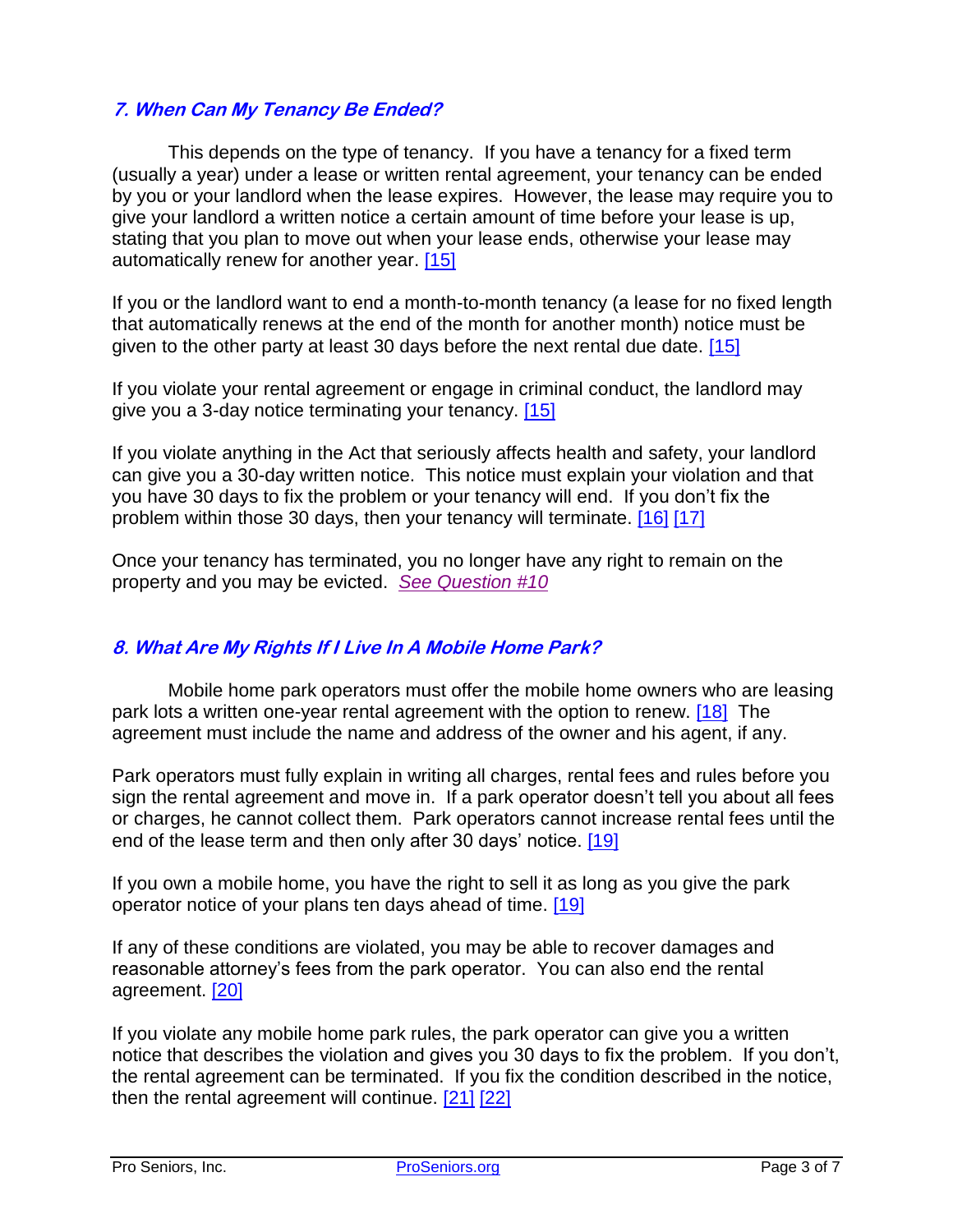### *7. When Can My Tenancy Be Ended?*

This depends on the type of tenancy. If you have a tenancy for a fixed term (usually a year) under a lease or written rental agreement, your tenancy can be ended by you or your landlord when the lease expires. However, the lease may require you to give your landlord a written notice a certain amount of time before your lease is up, stating that you plan to move out when your lease ends, otherwise your lease may automatically renew for another year. [15]

If you or the landlord want to end a month-to-month tenancy (a lease for no fixed length that automatically renews at the end of the month for another month) notice must be given to the other party at least 30 days before the next rental due date. [15]

If you violate your rental agreement or engage in criminal conduct, the landlord may give you a 3-day notice terminating your tenancy. [15]

If you violate anything in the Act that seriously affects health and safety, your landlord can give you a 30-day written notice. This notice must explain your violation and that you have 30 days to fix the problem or your tenancy will end. If you don't fix the problem within those 30 days, then your tenancy will terminate. [16] [17]

Once your tenancy has terminated, you no longer have any right to remain on the property and you may be evicted. *See Question #10*

### *8. What Are My Rights If I Live In A Mobile Home Park?*

Mobile home park operators must offer the mobile home owners who are leasing park lots a written one-year rental agreement with the option to renew. [18] The agreement must include the name and address of the owner and his agent, if any.

Park operators must fully explain in writing all charges, rental fees and rules before you sign the rental agreement and move in. If a park operator doesn't tell you about all fees or charges, he cannot collect them. Park operators cannot increase rental fees until the end of the lease term and then only after 30 days' notice. [19]

If you own a mobile home, you have the right to sell it as long as you give the park operator notice of your plans ten days ahead of time. [19]

If any of these conditions are violated, you may be able to recover damages and reasonable attorney's fees from the park operator. You can also end the rental agreement. [20]

If you violate any mobile home park rules, the park operator can give you a written notice that describes the violation and gives you 30 days to fix the problem. If you don't, the rental agreement can be terminated. If you fix the condition described in the notice, then the rental agreement will continue. [21] [22]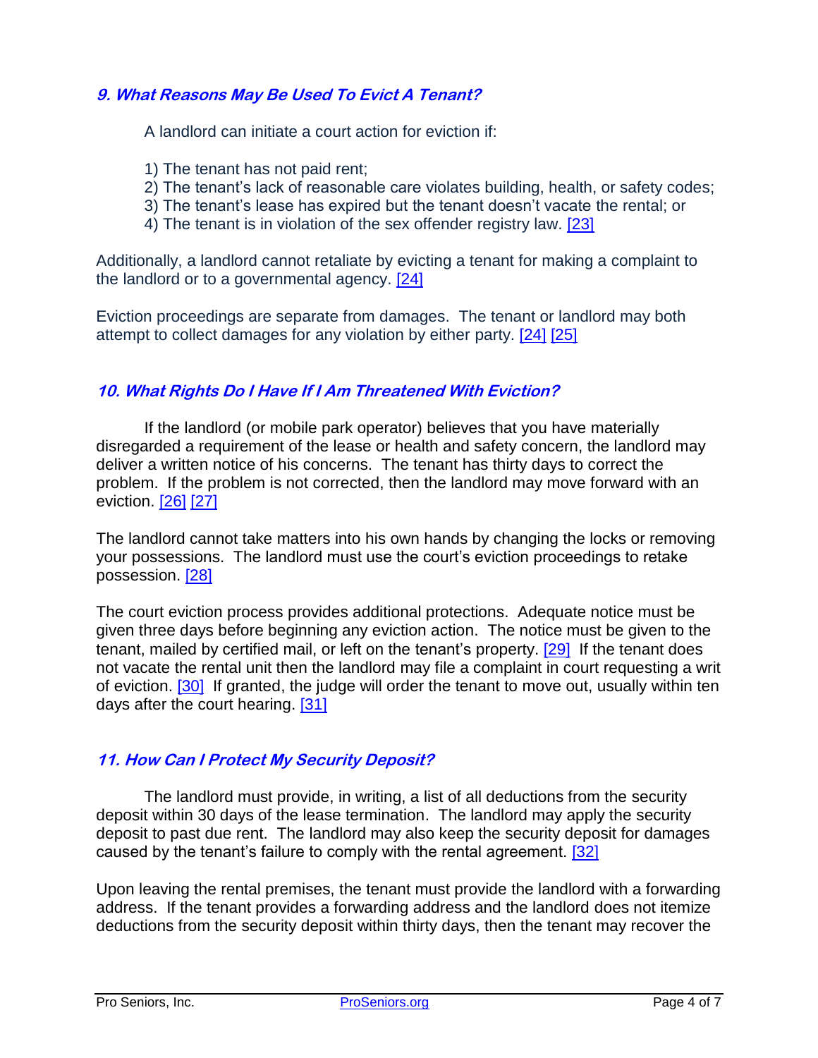### *9. What Reasons May Be Used To Evict A Tenant?*

A landlord can initiate a court action for eviction if:

1) The tenant has not paid rent;
2) The tenant's lack of reasonable care violates building, health, or safety codes;
3) The tenant's lease has expired but the tenant doesn't vacate the rental; or
4) The tenant is in violation of the sex offender registry law. [23]

Additionally, a landlord cannot retaliate by evicting a tenant for making a complaint to the landlord or to a governmental agency. [24]

Eviction proceedings are separate from damages. The tenant or landlord may both attempt to collect damages for any violation by either party. [24] [25]

### *10. What Rights Do I Have If I Am Threatened With Eviction?*

If the landlord (or mobile park operator) believes that you have materially disregarded a requirement of the lease or health and safety concern, the landlord may deliver a written notice of his concerns. The tenant has thirty days to correct the problem. If the problem is not corrected, then the landlord may move forward with an eviction. [26] [27]

The landlord cannot take matters into his own hands by changing the locks or removing your possessions. The landlord must use the court's eviction proceedings to retake possession. [28]

The court eviction process provides additional protections. Adequate notice must be given three days before beginning any eviction action. The notice must be given to the tenant, mailed by certified mail, or left on the tenant's property. [29] If the tenant does not vacate the rental unit then the landlord may file a complaint in court requesting a writ of eviction. [30] If granted, the judge will order the tenant to move out, usually within ten days after the court hearing. [31]

### *11. How Can I Protect My Security Deposit?*

The landlord must provide, in writing, a list of all deductions from the security deposit within 30 days of the lease termination. The landlord may apply the security deposit to past due rent. The landlord may also keep the security deposit for damages caused by the tenant's failure to comply with the rental agreement. [32]

Upon leaving the rental premises, the tenant must provide the landlord with a forwarding address. If the tenant provides a forwarding address and the landlord does not itemize deductions from the security deposit within thirty days, then the tenant may recover the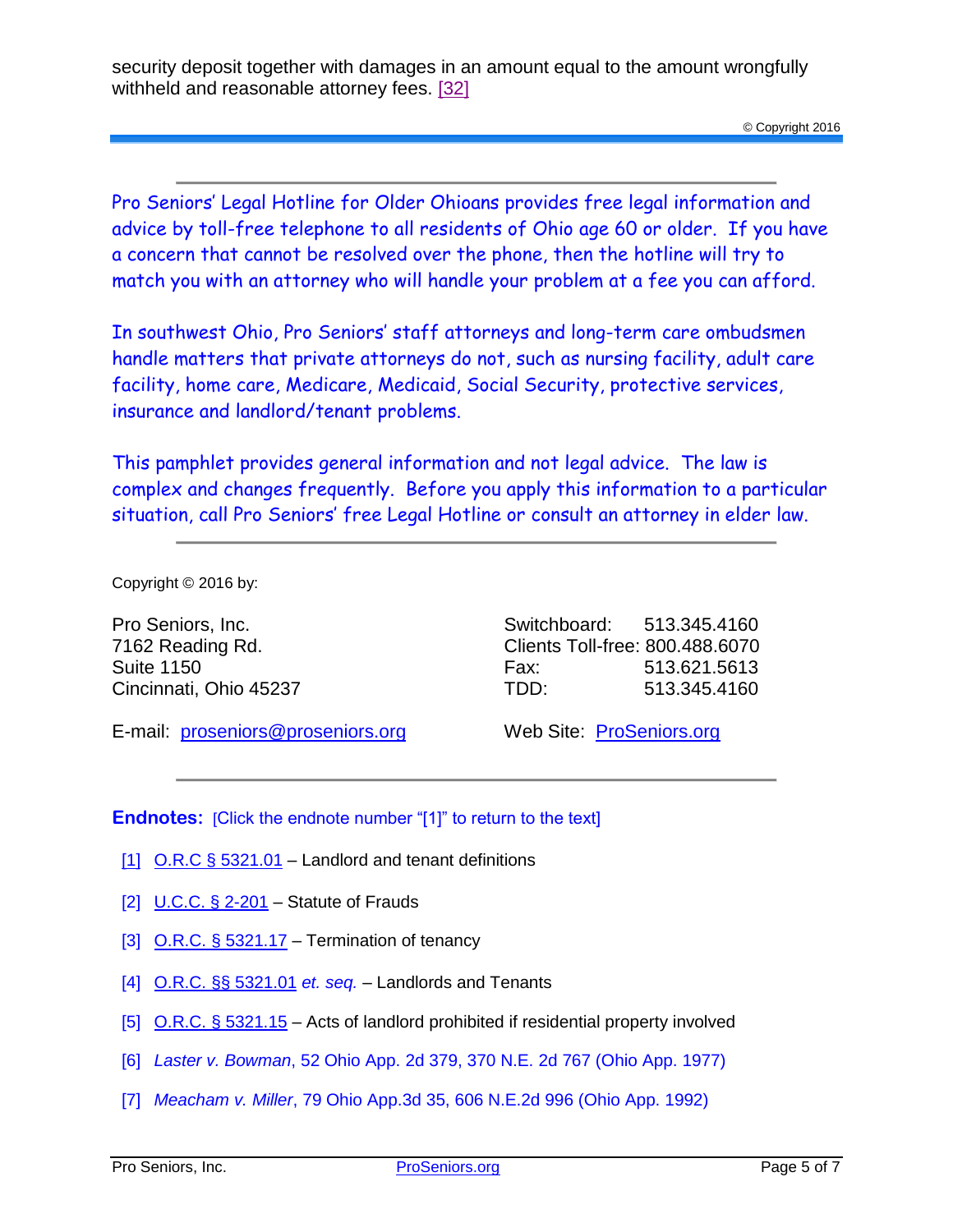security deposit together with damages in an amount equal to the amount wrongfully withheld and reasonable attorney fees. [32]

© Copyright 2016

---

Pro Seniors' Legal Hotline for Older Ohioans provides free legal information and advice by toll-free telephone to all residents of Ohio age 60 or older. If you have a concern that cannot be resolved over the phone, then the hotline will try to match you with an attorney who will handle your problem at a fee you can afford.

In southwest Ohio, Pro Seniors' staff attorneys and long-term care ombudsmen handle matters that private attorneys do not, such as nursing facility, adult care facility, home care, Medicare, Medicaid, Social Security, protective services, insurance and landlord/tenant problems.

This pamphlet provides general information and not legal advice. The law is complex and changes frequently. Before you apply this information to a particular situation, call Pro Seniors' free Legal Hotline or consult an attorney in elder law.

---

Copyright © 2016 by:

Pro Seniors, Inc.
7162 Reading Rd.
Suite 1150
Cincinnati, Ohio 45237

Switchboard: 513.345.4160
Clients Toll-free: 800.488.6070
Fax: 513.621.5613
TDD: 513.345.4160

E-mail: proseniors@proseniors.org

Web Site: ProSeniors.org

---

**Endnotes:** [Click the endnote number "[1]" to return to the text]

[1] O.R.C § 5321.01 – Landlord and tenant definitions

[2] U.C.C. § 2-201 – Statute of Frauds

[3] O.R.C. § 5321.17 – Termination of tenancy

[4] O.R.C. §§ 5321.01 *et. seq.* – Landlords and Tenants

[5] O.R.C. § 5321.15 – Acts of landlord prohibited if residential property involved

[6] *Laster v. Bowman*, 52 Ohio App. 2d 379, 370 N.E. 2d 767 (Ohio App. 1977)

[7] *Meacham v. Miller*, 79 Ohio App.3d 35, 606 N.E.2d 996 (Ohio App. 1992)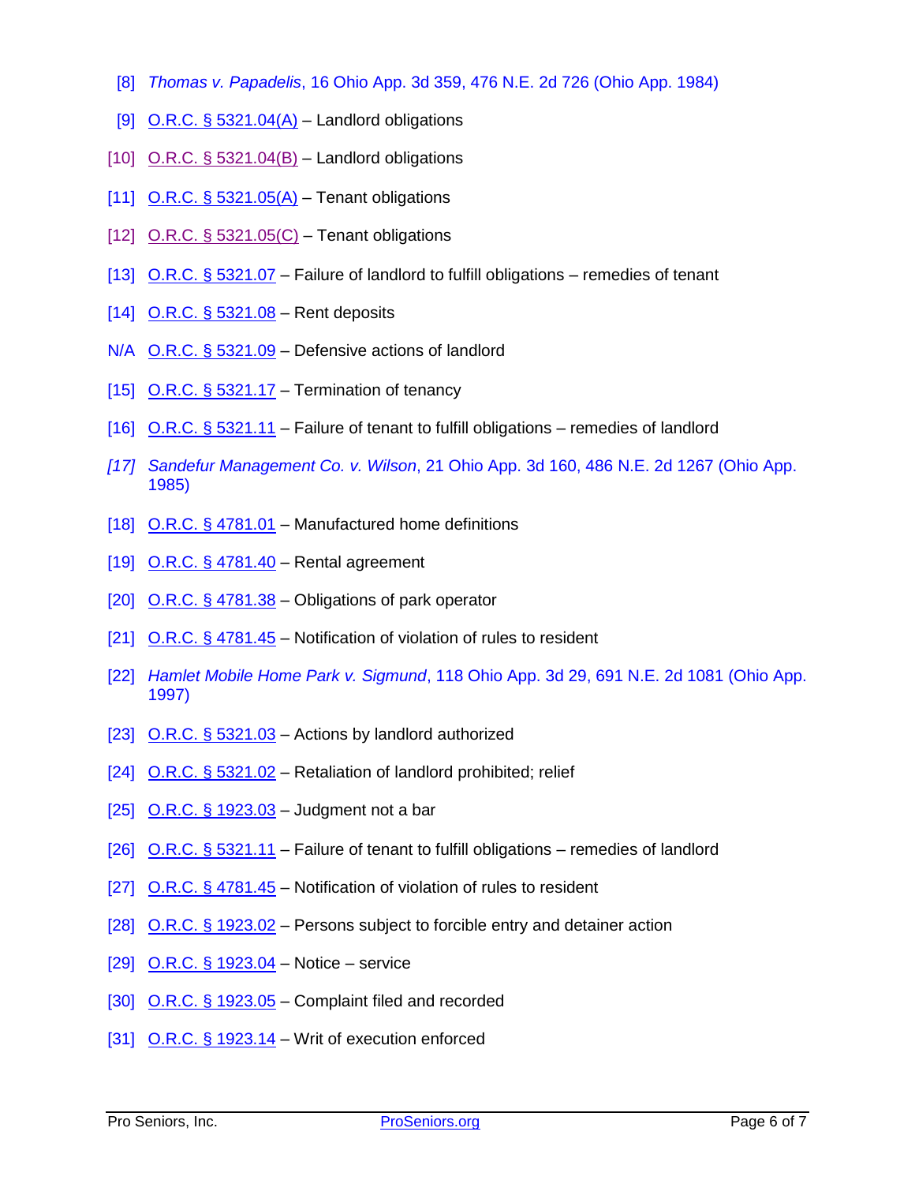[8] *Thomas v. Papadelis*, 16 Ohio App. 3d 359, 476 N.E. 2d 726 (Ohio App. 1984)

[9] O.R.C. § 5321.04(A) – Landlord obligations

[10] O.R.C. § 5321.04(B) – Landlord obligations

[11] O.R.C. § 5321.05(A) – Tenant obligations

[12] O.R.C. § 5321.05(C) – Tenant obligations

[13] O.R.C. § 5321.07 – Failure of landlord to fulfill obligations – remedies of tenant

[14] O.R.C. § 5321.08 – Rent deposits

N/A O.R.C. § 5321.09 – Defensive actions of landlord

[15] O.R.C. § 5321.17 – Termination of tenancy

[16] O.R.C. § 5321.11 – Failure of tenant to fulfill obligations – remedies of landlord

*[17]* *Sandefur Management Co. v. Wilson*, 21 Ohio App. 3d 160, 486 N.E. 2d 1267 (Ohio App. 1985)

[18] O.R.C. § 4781.01 – Manufactured home definitions

[19] O.R.C. § 4781.40 – Rental agreement

[20] O.R.C. § 4781.38 – Obligations of park operator

[21] O.R.C. § 4781.45 – Notification of violation of rules to resident

[22] *Hamlet Mobile Home Park v. Sigmund*, 118 Ohio App. 3d 29, 691 N.E. 2d 1081 (Ohio App. 1997)

[23] O.R.C. § 5321.03 – Actions by landlord authorized

[24] O.R.C. § 5321.02 – Retaliation of landlord prohibited; relief

[25] O.R.C. § 1923.03 – Judgment not a bar

[26] O.R.C. § 5321.11 – Failure of tenant to fulfill obligations – remedies of landlord

[27] O.R.C. § 4781.45 – Notification of violation of rules to resident

[28] O.R.C. § 1923.02 – Persons subject to forcible entry and detainer action

[29] O.R.C. § 1923.04 – Notice – service

[30] O.R.C. § 1923.05 – Complaint filed and recorded

[31] O.R.C. § 1923.14 – Writ of execution enforced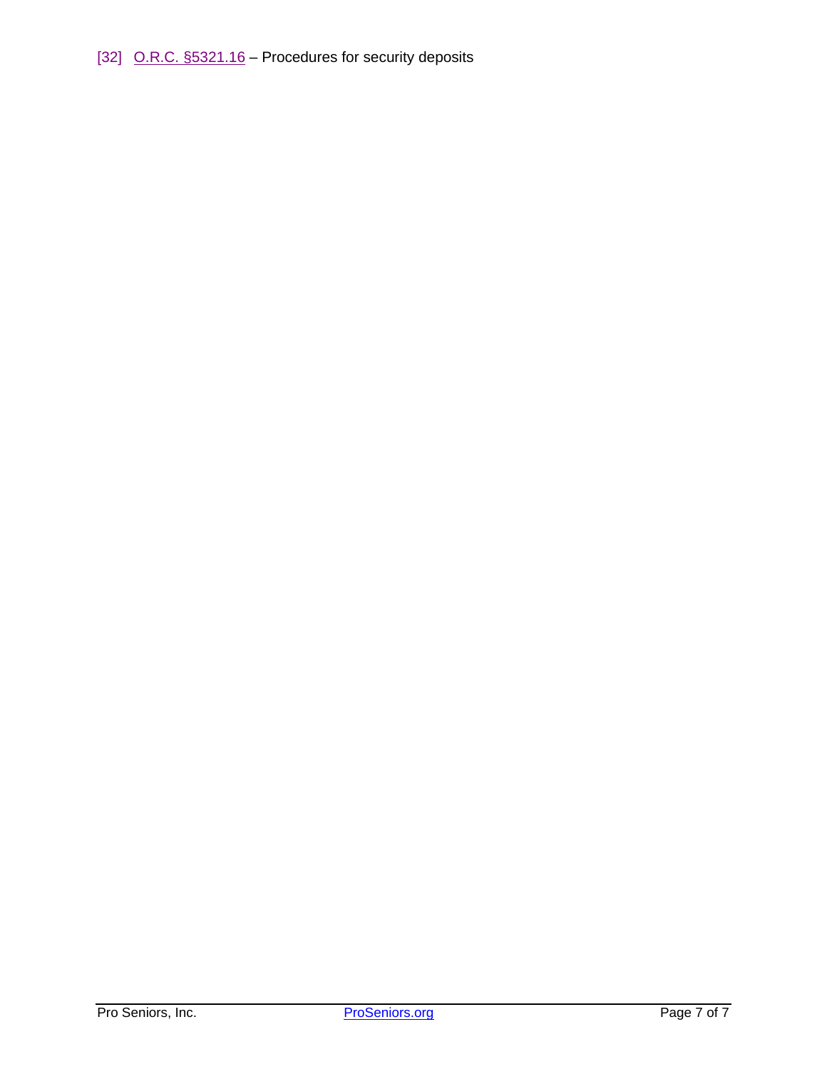[32] O.R.C. §5321.16 – Procedures for security deposits